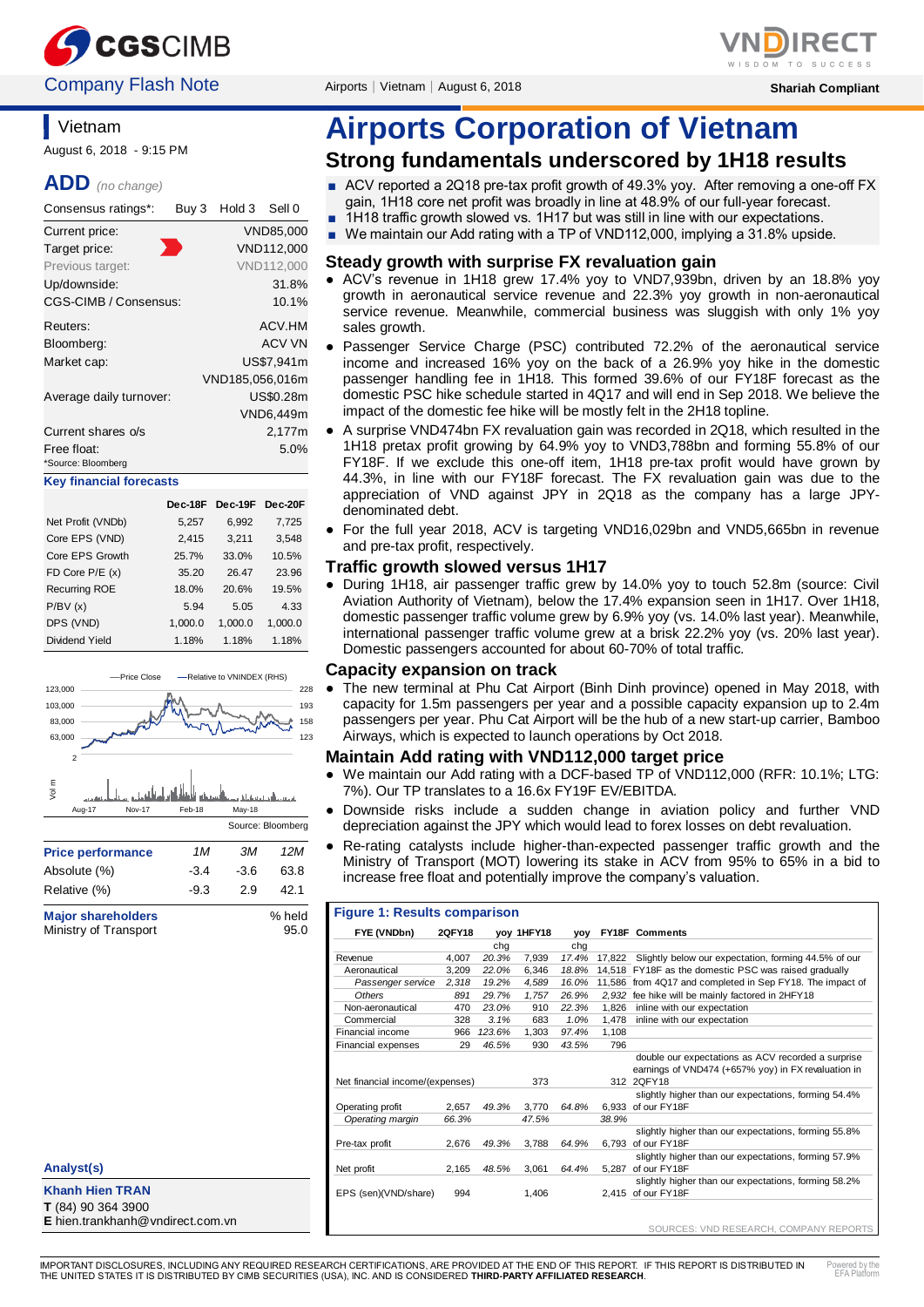# Airports Corporation of Vietnam

## Strong fundamentals underscored by 1H18 results

- ACV reported a 2Q18 pre-tax profit growth of 49.3% yoy. After removing a one-off FX gain, 1H18 core net profit was broadly in line at 48.9% of our full-year forecast.
- 1H18 traffic growth slowed vs. 1H17 but was still in line with our expectations.
- We maintain our Add rating with a TP of VND112,000, implying a 31.8% upside.

Vietnam
August 6, 2018 - 9:15 PM

**ADD** *(no change)*

| Consensus ratings*: | Buy 3 | Hold 3 | Sell 0 |
|---|---|---|---|

| | |
|---|---|
| Current price: | VND85,000 |
| Target price: | VND112,000 |
| Previous target: | VND112,000 |
| Up/downside: | 31.8% |
| CGS-CIMB / Consensus: | 10.1% |
| Reuters: | ACV.HM |
| Bloomberg: | ACV VN |
| Market cap: | US$7,941m |
| | VND185,056,016m |
| Average daily turnover: | US$0.28m |
| | VND6,449m |
| Current shares o/s | 2,177m |
| Free float: | 5.0% |

*Source: Bloomberg

**Key financial forecasts**

| | Dec-18F | Dec-19F | Dec-20F |
|---|---|---|---|
| Net Profit (VNDb) | 5,257 | 6,992 | 7,725 |
| Core EPS (VND) | 2,415 | 3,211 | 3,548 |
| Core EPS Growth | 25.7% | 33.0% | 10.5% |
| FD Core P/E (x) | 35.20 | 26.47 | 23.96 |
| Recurring ROE | 18.0% | 20.6% | 19.5% |
| P/BV (x) | 5.94 | 5.05 | 4.33 |
| DPS (VND) | 1,000.0 | 1,000.0 | 1,000.0 |
| Dividend Yield | 1.18% | 1.18% | 1.18% |

Source: Bloomberg

| Price performance | 1M | 3M | 12M |
|---|---|---|---|
| Absolute (%) | -3.4 | -3.6 | 63.8 |
| Relative (%) | -9.3 | 2.9 | 42.1 |

| Major shareholders | % held |
|---|---|
| Ministry of Transport | 95.0 |

### Steady growth with surprise FX revaluation gain

- ACV's revenue in 1H18 grew 17.4% yoy to VND7,939bn, driven by an 18.8% yoy growth in aeronautical service revenue and 22.3% yoy growth in non-aeronautical service revenue. Meanwhile, commercial business was sluggish with only 1% yoy sales growth.
- Passenger Service Charge (PSC) contributed 72.2% of the aeronautical service income and increased 16% yoy on the back of a 26.9% yoy hike in the domestic passenger handling fee in 1H18. This formed 39.6% of our FY18F forecast as the domestic PSC hike schedule started in 4Q17 and will end in Sep 2018. We believe the impact of the domestic fee hike will be mostly felt in the 2H18 topline.
- A surprise VND474bn FX revaluation gain was recorded in 2Q18, which resulted in the 1H18 pretax profit growing by 64.9% yoy to VND3,788bn and forming 55.8% of our FY18F. If we exclude this one-off item, 1H18 pre-tax profit would have grown by 44.3%, in line with our FY18F forecast. The FX revaluation gain was due to the appreciation of VND against JPY in 2Q18 as the company has a large JPY-denominated debt.
- For the full year 2018, ACV is targeting VND16,029bn and VND5,665bn in revenue and pre-tax profit, respectively.

### Traffic growth slowed versus 1H17

- During 1H18, air passenger traffic grew by 14.0% yoy to touch 52.8m (source: Civil Aviation Authority of Vietnam), below the 17.4% expansion seen in 1H17. Over 1H18, domestic passenger traffic volume grew by 6.9% yoy (vs. 14.0% last year). Meanwhile, international passenger traffic volume grew at a brisk 22.2% yoy (vs. 20% last year). Domestic passengers accounted for about 60-70% of total traffic.

### Capacity expansion on track

- The new terminal at Phu Cat Airport (Binh Dinh province) opened in May 2018, with capacity for 1.5m passengers per year and a possible capacity expansion up to 2.4m passengers per year. Phu Cat Airport will be the hub of a new start-up carrier, Bamboo Airways, which is expected to launch operations by Oct 2018.

### Maintain Add rating with VND112,000 target price

- We maintain our Add rating with a DCF-based TP of VND112,000 (RFR: 10.1%; LTG: 7%). Our TP translates to a 16.6x FY19F EV/EBITDA.
- Downside risks include a sudden change in aviation policy and further VND depreciation against the JPY which could lead to forex losses on debt revaluation.
- Re-rating catalysts include higher-than-expected passenger traffic growth and the Ministry of Transport (MOT) lowering its stake in ACV from 95% to 65% in a bid to increase free float and potentially improve the company's valuation.

**Figure 1: Results comparison**

| FYE (VNDbn) | 2QFY18 | yoy chg | 1HFY18 | yoy chg | FY18F | Comments |
|---|---|---|---|---|---|---|
| Revenue | 4,007 | 20.3% | 7,939 | 17.4% | 17,822 | Slightly below our expectation, forming 44.5% of our |
| Aeronautical | 3,209 | 22.0% | 6,346 | 18.8% | 14,518 | FY18F as the domestic PSC was raised gradually |
| *Passenger service* | 2,318 | 19.2% | 4,589 | 16.0% | 11,586 | from 4Q17 and completed in Sep FY18. The impact of |
| *Others* | 891 | 29.7% | 1,757 | 26.9% | 2,932 | fee hike will be mainly factored in 2HFY18 |
| Non-aeronautical | 470 | 23.0% | 910 | 22.3% | 1,826 | inline with our expectation |
| Commercial | 328 | 3.1% | 683 | 1.0% | 1,478 | inline with our expectation |
| Financial income | 966 | 123.6% | 1,303 | 97.4% | 1,108 | |
| Financial expenses | 29 | 46.5% | 930 | 43.5% | 796 | |
| Net financial income/(expenses) | | | 373 | | 312 | double our expectations as ACV recorded a surprise earnings of VND474 (+657% yoy) in FX revaluation in 2QFY18 |
| Operating profit | 2,657 | 49.3% | 3,770 | 64.8% | 6,933 | slightly higher than our expectations, forming 54.4% of our FY18F |
| *Operating margin* | 66.3% | | 47.5% | | 38.9% | |
| Pre-tax profit | 2,676 | 49.3% | 3,788 | 64.9% | 6,793 | slightly higher than our expectations, forming 55.8% of our FY18F |
| Net profit | 2,165 | 48.5% | 3,061 | 64.4% | 5,287 | slightly higher than our expectations, forming 57.9% of our FY18F |
| EPS (sen)(VND/share) | 994 | | 1,406 | | 2,415 | slightly higher than our expectations, forming 58.2% of our FY18F |

SOURCES: VND RESEARCH, COMPANY REPORTS

**Analyst(s)**

**Khanh Hien TRAN**
**T** (84) 90 364 3900
**E** hien.trankhanh@vndirect.com.vn

IMPORTANT DISCLOSURES, INCLUDING ANY REQUIRED RESEARCH CERTIFICATIONS, ARE PROVIDED AT THE END OF THIS REPORT. IF THIS REPORT IS DISTRIBUTED IN THE UNITED STATES IT IS DISTRIBUTED BY CIMB SECURITIES (USA), INC. AND IS CONSIDERED **THIRD-PARTY AFFILIATED RESEARCH**.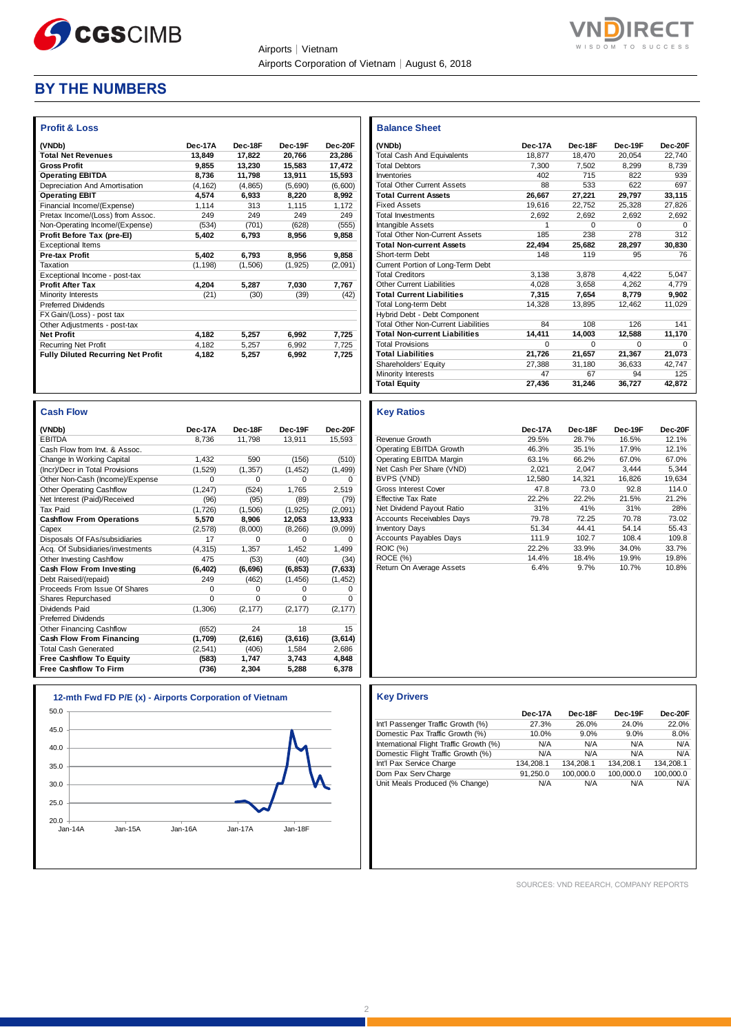## BY THE NUMBERS

### Profit & Loss

| (VNDb) | Dec-17A | Dec-18F | Dec-19F | Dec-20F |
|---|---|---|---|---|
| **Total Net Revenues** | **13,849** | **17,822** | **20,766** | **23,286** |
| **Gross Profit** | **9,855** | **13,230** | **15,583** | **17,472** |
| **Operating EBITDA** | **8,736** | **11,798** | **13,911** | **15,593** |
| Depreciation And Amortisation | (4,162) | (4,865) | (5,690) | (6,600) |
| **Operating EBIT** | **4,574** | **6,933** | **8,220** | **8,992** |
| Financial Income/(Expense) | 1,114 | 313 | 1,115 | 1,172 |
| Pretax Income/(Loss) from Assoc. | 249 | 249 | 249 | 249 |
| Non-Operating Income/(Expense) | (534) | (701) | (628) | (555) |
| **Profit Before Tax (pre-EI)** | **5,402** | **6,793** | **8,956** | **9,858** |
| Exceptional Items | | | | |
| **Pre-tax Profit** | **5,402** | **6,793** | **8,956** | **9,858** |
| Taxation | (1,198) | (1,506) | (1,925) | (2,091) |
| Exceptional Income - post-tax | | | | |
| **Profit After Tax** | **4,204** | **5,287** | **7,030** | **7,767** |
| Minority Interests | (21) | (30) | (39) | (42) |
| Preferred Dividends | | | | |
| FX Gain/(Loss) - post tax | | | | |
| Other Adjustments - post-tax | | | | |
| **Net Profit** | **4,182** | **5,257** | **6,992** | **7,725** |
| Recurring Net Profit | 4,182 | 5,257 | 6,992 | 7,725 |
| **Fully Diluted Recurring Net Profit** | **4,182** | **5,257** | **6,992** | **7,725** |

### Balance Sheet

| (VNDb) | Dec-17A | Dec-18F | Dec-19F | Dec-20F |
|---|---|---|---|---|
| Total Cash And Equivalents | 18,877 | 18,470 | 20,054 | 22,740 |
| Total Debtors | 7,300 | 7,502 | 8,299 | 8,739 |
| Inventories | 402 | 715 | 822 | 939 |
| Total Other Current Assets | 88 | 533 | 622 | 697 |
| **Total Current Assets** | **26,667** | **27,221** | **29,797** | **33,115** |
| Fixed Assets | 19,616 | 22,752 | 25,328 | 27,826 |
| Total Investments | 2,692 | 2,692 | 2,692 | 2,692 |
| Intangible Assets | 1 | 0 | 0 | 0 |
| Total Other Non-Current Assets | 185 | 238 | 278 | 312 |
| **Total Non-current Assets** | **22,494** | **25,682** | **28,297** | **30,830** |
| Short-term Debt | 148 | 119 | 95 | 76 |
| Current Portion of Long-Term Debt | | | | |
| Total Creditors | 3,138 | 3,878 | 4,422 | 5,047 |
| Other Current Liabilities | 4,028 | 3,658 | 4,262 | 4,779 |
| **Total Current Liabilities** | **7,315** | **7,654** | **8,779** | **9,902** |
| Total Long-term Debt | 14,328 | 13,895 | 12,462 | 11,029 |
| Hybrid Debt - Debt Component | | | | |
| Total Other Non-Current Liabilities | 84 | 108 | 126 | 141 |
| **Total Non-current Liabilities** | **14,411** | **14,003** | **12,588** | **11,170** |
| Total Provisions | 0 | 0 | 0 | 0 |
| **Total Liabilities** | **21,726** | **21,657** | **21,367** | **21,073** |
| Shareholders' Equity | 27,388 | 31,180 | 36,633 | 42,747 |
| Minority Interests | 47 | 67 | 94 | 125 |
| **Total Equity** | **27,436** | **31,246** | **36,727** | **42,872** |

### Cash Flow

| (VNDb) | Dec-17A | Dec-18F | Dec-19F | Dec-20F |
|---|---|---|---|---|
| EBITDA | 8,736 | 11,798 | 13,911 | 15,593 |
| Cash Flow from Invt. & Assoc. | | | | |
| Change In Working Capital | 1,432 | 590 | (156) | (510) |
| (Incr)/Decr in Total Provisions | (1,529) | (1,357) | (1,452) | (1,499) |
| Other Non-Cash (Income)/Expense | 0 | 0 | 0 | 0 |
| Other Operating Cashflow | (1,247) | (524) | 1,765 | 2,519 |
| Net Interest (Paid)/Received | (96) | (95) | (89) | (79) |
| Tax Paid | (1,726) | (1,506) | (1,925) | (2,091) |
| **Cashflow From Operations** | **5,570** | **8,906** | **12,053** | **13,933** |
| Capex | (2,578) | (8,000) | (8,266) | (9,099) |
| Disposals Of FAs/subsidiaries | 17 | 0 | 0 | 0 |
| Acq. Of Subsidiaries/investments | (4,315) | 1,357 | 1,452 | 1,499 |
| Other Investing Cashflow | 475 | (53) | (40) | (34) |
| **Cash Flow From Investing** | **(6,402)** | **(6,696)** | **(6,853)** | **(7,633)** |
| Debt Raised/(repaid) | 249 | (462) | (1,456) | (1,452) |
| Proceeds From Issue Of Shares | 0 | 0 | 0 | 0 |
| Shares Repurchased | 0 | 0 | 0 | 0 |
| Dividends Paid | (1,306) | (2,177) | (2,177) | (2,177) |
| Preferred Dividends | | | | |
| Other Financing Cashflow | (652) | 24 | 18 | 15 |
| **Cash Flow From Financing** | **(1,709)** | **(2,616)** | **(3,616)** | **(3,614)** |
| Total Cash Generated | (2,541) | (406) | 1,584 | 2,686 |
| **Free Cashflow To Equity** | **(583)** | **1,747** | **3,743** | **4,848** |
| **Free Cashflow To Firm** | **(736)** | **2,304** | **5,288** | **6,378** |

### Key Ratios

| | Dec-17A | Dec-18F | Dec-19F | Dec-20F |
|---|---|---|---|---|
| Revenue Growth | 29.5% | 28.7% | 16.5% | 12.1% |
| Operating EBITDA Growth | 46.3% | 35.1% | 17.9% | 12.1% |
| Operating EBITDA Margin | 63.1% | 66.2% | 67.0% | 67.0% |
| Net Cash Per Share (VND) | 2,021 | 2,047 | 3,444 | 5,344 |
| BVPS (VND) | 12,580 | 14,321 | 16,826 | 19,634 |
| Gross Interest Cover | 47.8 | 73.0 | 92.8 | 114.0 |
| Effective Tax Rate | 22.2% | 22.2% | 21.5% | 21.2% |
| Net Dividend Payout Ratio | 31% | 41% | 31% | 28% |
| Accounts Receivables Days | 79.78 | 72.25 | 70.78 | 73.02 |
| Inventory Days | 51.34 | 44.41 | 54.14 | 55.43 |
| Accounts Payables Days | 111.9 | 102.7 | 108.4 | 109.8 |
| ROIC (%) | 22.2% | 33.9% | 34.0% | 33.7% |
| ROCE (%) | 14.4% | 18.4% | 19.9% | 19.8% |
| Return On Average Assets | 6.4% | 9.7% | 10.7% | 10.8% |

### 12-mth Fwd FD P/E (x) - Airports Corporation of Vietnam

### Key Drivers

| | Dec-17A | Dec-18F | Dec-19F | Dec-20F |
|---|---|---|---|---|
| Int'l Passenger Traffic Growth (%) | 27.3% | 26.0% | 24.0% | 22.0% |
| Domestic Pax Traffic Growth (%) | 10.0% | 9.0% | 9.0% | 8.0% |
| International Flight Traffic Growth (%) | N/A | N/A | N/A | N/A |
| Domestic Flight Traffic Growth (%) | N/A | N/A | N/A | N/A |
| Int'l Pax Service Charge | 134,208.1 | 134,208.1 | 134,208.1 | 134,208.1 |
| Dom Pax Serv Charge | 91,250.0 | 100,000.0 | 100,000.0 | 100,000.0 |
| Unit Meals Produced (% Change) | N/A | N/A | N/A | N/A |

SOURCES: VND REEARCH, COMPANY REPORTS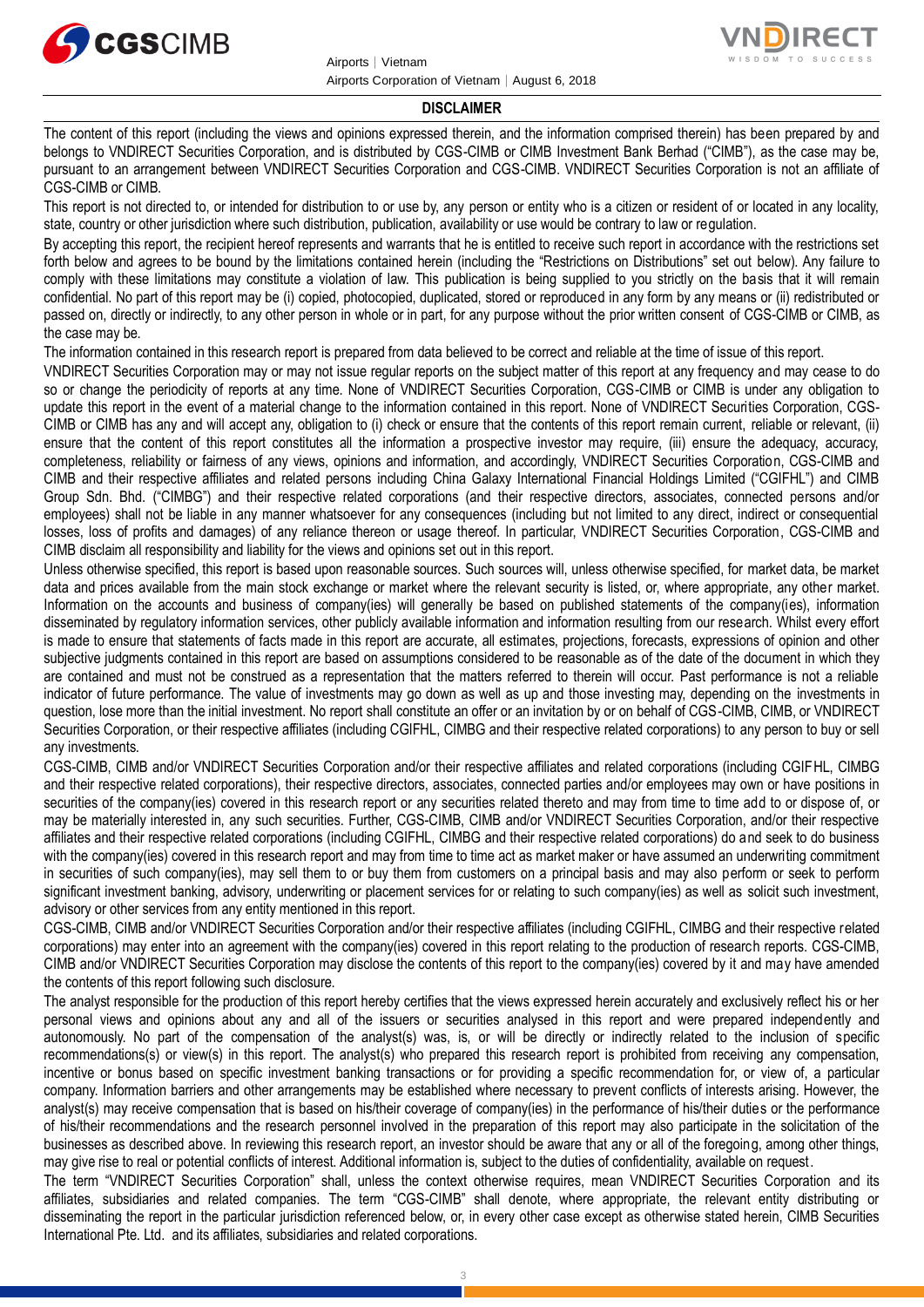## DISCLAIMER

The content of this report (including the views and opinions expressed therein, and the information comprised therein) has been prepared by and belongs to VNDIRECT Securities Corporation, and is distributed by CGS-CIMB or CIMB Investment Bank Berhad ("CIMB"), as the case may be, pursuant to an arrangement between VNDIRECT Securities Corporation and CGS-CIMB. VNDIRECT Securities Corporation is not an affiliate of CGS-CIMB or CIMB.

This report is not directed to, or intended for distribution to or use by, any person or entity who is a citizen or resident of or located in any locality, state, country or other jurisdiction where such distribution, publication, availability or use would be contrary to law or regulation.

By accepting this report, the recipient hereof represents and warrants that he is entitled to receive such report in accordance with the restrictions set forth below and agrees to be bound by the limitations contained herein (including the "Restrictions on Distributions" set out below). Any failure to comply with these limitations may constitute a violation of law. This publication is being supplied to you strictly on the basis that it will remain confidential. No part of this report may be (i) copied, photocopied, duplicated, stored or reproduced in any form by any means or (ii) redistributed or passed on, directly or indirectly, to any other person in whole or in part, for any purpose without the prior written consent of CGS-CIMB or CIMB, as the case may be.

The information contained in this research report is prepared from data believed to be correct and reliable at the time of issue of this report.

VNDIRECT Securities Corporation may or may not issue regular reports on the subject matter of this report at any frequency and may cease to do so or change the periodicity of reports at any time. None of VNDIRECT Securities Corporation, CGS-CIMB or CIMB is under any obligation to update this report in the event of a material change to the information contained in this report. None of VNDIRECT Securities Corporation, CGS-CIMB or CIMB has any and will accept any, obligation to (i) check or ensure that the contents of this report remain current, reliable or relevant, (ii) ensure that the content of this report constitutes all the information a prospective investor may require, (iii) ensure the adequacy, accuracy, completeness, reliability or fairness of any views, opinions and information, and accordingly, VNDIRECT Securities Corporation, CGS-CIMB and CIMB and their respective affiliates and related persons including China Galaxy International Financial Holdings Limited ("CGIFHL") and CIMB Group Sdn. Bhd. ("CIMBG") and their respective related corporations (and their respective directors, associates, connected persons and/or employees) shall not be liable in any manner whatsoever for any consequences (including but not limited to any direct, indirect or consequential losses, loss of profits and damages) of any reliance thereon or usage thereof. In particular, VNDIRECT Securities Corporation, CGS-CIMB and CIMB disclaim all responsibility and liability for the views and opinions set out in this report.

Unless otherwise specified, this report is based upon reasonable sources. Such sources will, unless otherwise specified, for market data, be market data and prices available from the main stock exchange or market where the relevant security is listed, or, where appropriate, any other market. Information on the accounts and business of company(ies) will generally be based on published statements of the company(ies), information disseminated by regulatory information services, other publicly available information and information resulting from our research. Whilst every effort is made to ensure that statements of facts made in this report are accurate, all estimates, projections, forecasts, expressions of opinion and other subjective judgments contained in this report are based on assumptions considered to be reasonable as of the date of the document in which they are contained and must not be construed as a representation that the matters referred to therein will occur. Past performance is not a reliable indicator of future performance. The value of investments may go down as well as up and those investing may, depending on the investments in question, lose more than the initial investment. No report shall constitute an offer or an invitation by or on behalf of CGS-CIMB, CIMB, or VNDIRECT Securities Corporation, or their respective affiliates (including CGIFHL, CIMBG and their respective related corporations) to any person to buy or sell any investments.

CGS-CIMB, CIMB and/or VNDIRECT Securities Corporation and/or their respective affiliates and related corporations (including CGIFHL, CIMBG and their respective related corporations), their respective directors, associates, connected parties and/or employees may own or have positions in securities of the company(ies) covered in this research report or any securities related thereto and may from time to time add to or dispose of, or may be materially interested in, any such securities. Further, CGS-CIMB, CIMB and/or VNDIRECT Securities Corporation, and/or their respective affiliates and their respective related corporations (including CGIFHL, CIMBG and their respective related corporations) do and seek to do business with the company(ies) covered in this research report and may from time to time act as market maker or have assumed an underwriting commitment in securities of such company(ies), may sell them to or buy them from customers on a principal basis and may also perform or seek to perform significant investment banking, advisory, underwriting or placement services for or relating to such company(ies) as well as solicit such investment, advisory or other services from any entity mentioned in this report.

CGS-CIMB, CIMB and/or VNDIRECT Securities Corporation and/or their respective affiliates (including CGIFHL, CIMBG and their respective related corporations) may enter into an agreement with the company(ies) covered in this report relating to the production of research reports. CGS-CIMB, CIMB and/or VNDIRECT Securities Corporation may disclose the contents of this report to the company(ies) covered by it and may have amended the contents of this report following such disclosure.

The analyst responsible for the production of this report hereby certifies that the views expressed herein accurately and exclusively reflect his or her personal views and opinions about any and all of the issuers or securities analysed in this report and were prepared independently and autonomously. No part of the compensation of the analyst(s) was, is, or will be directly or indirectly related to the inclusion of specific recommendations(s) or view(s) in this report. The analyst(s) who prepared this research report is prohibited from receiving any compensation, incentive or bonus based on specific investment banking transactions or for providing a specific recommendation for, or view of, a particular company. Information barriers and other arrangements may be established where necessary to prevent conflicts of interests arising. However, the analyst(s) may receive compensation that is based on his/their coverage of company(ies) in the performance of his/their duties or the performance of his/their recommendations and the research personnel involved in the preparation of this report may also participate in the solicitation of the businesses as described above. In reviewing this research report, an investor should be aware that any or all of the foregoing, among other things, may give rise to real or potential conflicts of interest. Additional information is, subject to the duties of confidentiality, available on request.

The term "VNDIRECT Securities Corporation" shall, unless the context otherwise requires, mean VNDIRECT Securities Corporation and its affiliates, subsidiaries and related companies. The term "CGS-CIMB" shall denote, where appropriate, the relevant entity distributing or disseminating the report in the particular jurisdiction referenced below, or, in every other case except as otherwise stated herein, CIMB Securities International Pte. Ltd. and its affiliates, subsidiaries and related corporations.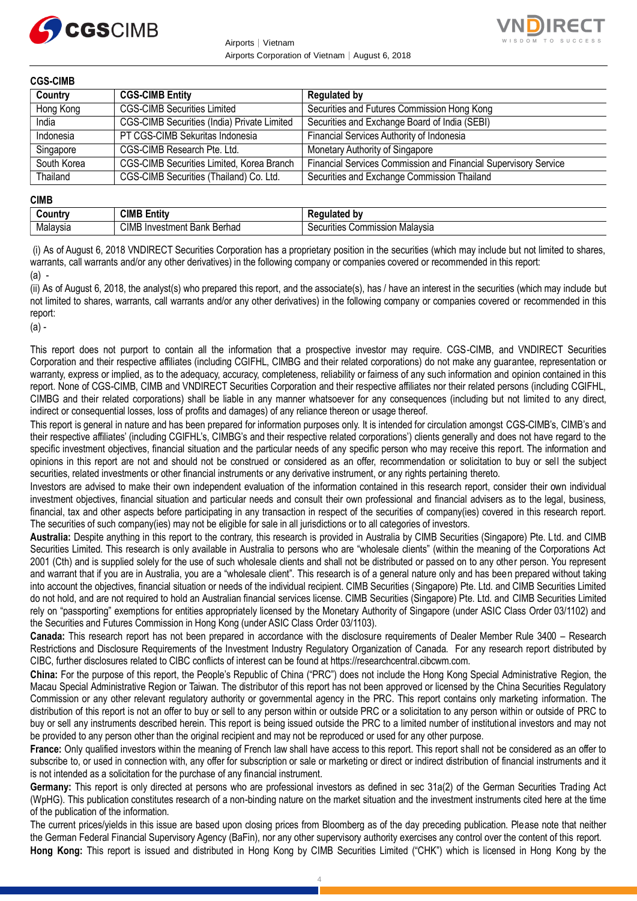**CGS-CIMB**

| Country | CGS-CIMB Entity | Regulated by |
|---|---|---|
| Hong Kong | CGS-CIMB Securities Limited | Securities and Futures Commission Hong Kong |
| India | CGS-CIMB Securities (India) Private Limited | Securities and Exchange Board of India (SEBI) |
| Indonesia | PT CGS-CIMB Sekuritas Indonesia | Financial Services Authority of Indonesia |
| Singapore | CGS-CIMB Research Pte. Ltd. | Monetary Authority of Singapore |
| South Korea | CGS-CIMB Securities Limited, Korea Branch | Financial Services Commission and Financial Supervisory Service |
| Thailand | CGS-CIMB Securities (Thailand) Co. Ltd. | Securities and Exchange Commission Thailand |

**CIMB**

| Country | CIMB Entity | Regulated by |
|---|---|---|
| Malaysia | CIMB Investment Bank Berhad | Securities Commission Malaysia |

(i) As of August 6, 2018 VNDIRECT Securities Corporation has a proprietary position in the securities (which may include but not limited to shares, warrants, call warrants and/or any other derivatives) in the following company or companies covered or recommended in this report:

(a) -

(ii) As of August 6, 2018, the analyst(s) who prepared this report, and the associate(s), has / have an interest in the securities (which may include but not limited to shares, warrants, call warrants and/or any other derivatives) in the following company or companies covered or recommended in this report:

(a) -

This report does not purport to contain all the information that a prospective investor may require. CGS-CIMB, and VNDIRECT Securities Corporation and their respective affiliates (including CGIFHL, CIMBG and their related corporations) do not make any guarantee, representation or warranty, express or implied, as to the adequacy, accuracy, completeness, reliability or fairness of any such information and opinion contained in this report. None of CGS-CIMB, CIMB and VNDIRECT Securities Corporation and their respective affiliates nor their related persons (including CGIFHL, CIMBG and their related corporations) shall be liable in any manner whatsoever for any consequences (including but not limited to any direct, indirect or consequential losses, loss of profits and damages) of any reliance thereon or usage thereof.

This report is general in nature and has been prepared for information purposes only. It is intended for circulation amongst CGS-CIMB's, CIMB's and their respective affiliates' (including CGIFHL's, CIMBG's and their respective related corporations') clients generally and does not have regard to the specific investment objectives, financial situation and the particular needs of any specific person who may receive this report. The information and opinions in this report are not and should not be construed or considered as an offer, recommendation or solicitation to buy or sell the subject securities, related investments or other financial instruments or any derivative instrument, or any rights pertaining thereto.

Investors are advised to make their own independent evaluation of the information contained in this research report, consider their own individual investment objectives, financial situation and particular needs and consult their own professional and financial advisers as to the legal, business, financial, tax and other aspects before participating in any transaction in respect of the securities of company(ies) covered in this research report. The securities of such company(ies) may not be eligible for sale in all jurisdictions or to all categories of investors.

**Australia:** Despite anything in this report to the contrary, this research is provided in Australia by CIMB Securities (Singapore) Pte. Ltd. and CIMB Securities Limited. This research is only available in Australia to persons who are "wholesale clients" (within the meaning of the Corporations Act 2001 (Cth) and is supplied solely for the use of such wholesale clients and shall not be distributed or passed on to any other person. You represent and warrant that if you are in Australia, you are a "wholesale client". This research is of a general nature only and has been prepared without taking into account the objectives, financial situation or needs of the individual recipient. CIMB Securities (Singapore) Pte. Ltd. and CIMB Securities Limited do not hold, and are not required to hold an Australian financial services license. CIMB Securities (Singapore) Pte. Ltd. and CIMB Securities Limited rely on "passporting" exemptions for entities appropriately licensed by the Monetary Authority of Singapore (under ASIC Class Order 03/1102) and the Securities and Futures Commission in Hong Kong (under ASIC Class Order 03/1103).

**Canada:** This research report has not been prepared in accordance with the disclosure requirements of Dealer Member Rule 3400 – Research Restrictions and Disclosure Requirements of the Investment Industry Regulatory Organization of Canada. For any research report distributed by CIBC, further disclosures related to CIBC conflicts of interest can be found at https://researchcentral.cibcwm.com.

**China:** For the purpose of this report, the People's Republic of China ("PRC") does not include the Hong Kong Special Administrative Region, the Macau Special Administrative Region or Taiwan. The distributor of this report has not been approved or licensed by the China Securities Regulatory Commission or any other relevant regulatory authority or governmental agency in the PRC. This report contains only marketing information. The distribution of this report is not an offer to buy or sell to any person within or outside PRC or a solicitation to any person within or outside of PRC to buy or sell any instruments described herein. This report is being issued outside the PRC to a limited number of institutional investors and may not be provided to any person other than the original recipient and may not be reproduced or used for any other purpose.

**France:** Only qualified investors within the meaning of French law shall have access to this report. This report shall not be considered as an offer to subscribe to, or used in connection with, any offer for subscription or sale or marketing or direct or indirect distribution of financial instruments and it is not intended as a solicitation for the purchase of any financial instrument.

**Germany:** This report is only directed at persons who are professional investors as defined in sec 31a(2) of the German Securities Trading Act (WpHG). This publication constitutes research of a non-binding nature on the market situation and the investment instruments cited here at the time of the publication of the information.

The current prices/yields in this issue are based upon closing prices from Bloomberg as of the day preceding publication. Please note that neither the German Federal Financial Supervisory Agency (BaFin), nor any other supervisory authority exercises any control over the content of this report.

**Hong Kong:** This report is issued and distributed in Hong Kong by CIMB Securities Limited ("CHK") which is licensed in Hong Kong by the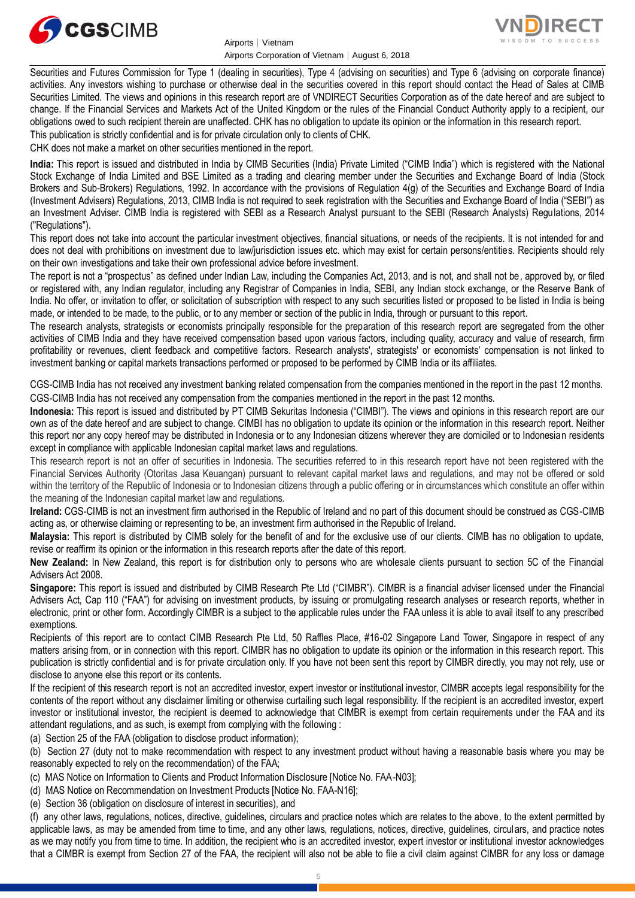Securities and Futures Commission for Type 1 (dealing in securities), Type 4 (advising on securities) and Type 6 (advising on corporate finance) activities. Any investors wishing to purchase or otherwise deal in the securities covered in this report should contact the Head of Sales at CIMB Securities Limited. The views and opinions in this research report are of VNDIRECT Securities Corporation as of the date hereof and are subject to change. If the Financial Services and Markets Act of the United Kingdom or the rules of the Financial Conduct Authority apply to a recipient, our obligations owed to such recipient therein are unaffected. CHK has no obligation to update its opinion or the information in this research report.

This publication is strictly confidential and is for private circulation only to clients of CHK.

CHK does not make a market on other securities mentioned in the report.

**India:** This report is issued and distributed in India by CIMB Securities (India) Private Limited ("CIMB India") which is registered with the National Stock Exchange of India Limited and BSE Limited as a trading and clearing member under the Securities and Exchange Board of India (Stock Brokers and Sub-Brokers) Regulations, 1992. In accordance with the provisions of Regulation 4(g) of the Securities and Exchange Board of India (Investment Advisers) Regulations, 2013, CIMB India is not required to seek registration with the Securities and Exchange Board of India ("SEBI") as an Investment Adviser. CIMB India is registered with SEBI as a Research Analyst pursuant to the SEBI (Research Analysts) Regulations, 2014 ("Regulations").

This report does not take into account the particular investment objectives, financial situations, or needs of the recipients. It is not intended for and does not deal with prohibitions on investment due to law/jurisdiction issues etc. which may exist for certain persons/entities. Recipients should rely on their own investigations and take their own professional advice before investment.

The report is not a "prospectus" as defined under Indian Law, including the Companies Act, 2013, and is not, and shall not be, approved by, or filed or registered with, any Indian regulator, including any Registrar of Companies in India, SEBI, any Indian stock exchange, or the Reserve Bank of India. No offer, or invitation to offer, or solicitation of subscription with respect to any such securities listed or proposed to be listed in India is being made, or intended to be made, to the public, or to any member or section of the public in India, through or pursuant to this report.

The research analysts, strategists or economists principally responsible for the preparation of this research report are segregated from the other activities of CIMB India and they have received compensation based upon various factors, including quality, accuracy and value of research, firm profitability or revenues, client feedback and competitive factors. Research analysts', strategists' or economists' compensation is not linked to investment banking or capital markets transactions performed or proposed to be performed by CIMB India or its affiliates.

CGS-CIMB India has not received any investment banking related compensation from the companies mentioned in the report in the past 12 months.

CGS-CIMB India has not received any compensation from the companies mentioned in the report in the past 12 months.

**Indonesia:** This report is issued and distributed by PT CIMB Sekuritas Indonesia ("CIMBI"). The views and opinions in this research report are our own as of the date hereof and are subject to change. CIMBI has no obligation to update its opinion or the information in this research report. Neither this report nor any copy hereof may be distributed in Indonesia or to any Indonesian citizens wherever they are domiciled or to Indonesian residents except in compliance with applicable Indonesian capital market laws and regulations.

This research report is not an offer of securities in Indonesia. The securities referred to in this research report have not been registered with the Financial Services Authority (Otoritas Jasa Keuangan) pursuant to relevant capital market laws and regulations, and may not be offered or sold within the territory of the Republic of Indonesia or to Indonesian citizens through a public offering or in circumstances which constitute an offer within the meaning of the Indonesian capital market law and regulations.

**Ireland:** CGS-CIMB is not an investment firm authorised in the Republic of Ireland and no part of this document should be construed as CGS-CIMB acting as, or otherwise claiming or representing to be, an investment firm authorised in the Republic of Ireland.

**Malaysia:** This report is distributed by CIMB solely for the benefit of and for the exclusive use of our clients. CIMB has no obligation to update, revise or reaffirm its opinion or the information in this research reports after the date of this report.

**New Zealand:** In New Zealand, this report is for distribution only to persons who are wholesale clients pursuant to section 5C of the Financial Advisers Act 2008.

**Singapore:** This report is issued and distributed by CIMB Research Pte Ltd ("CIMBR"). CIMBR is a financial adviser licensed under the Financial Advisers Act, Cap 110 ("FAA") for advising on investment products, by issuing or promulgating research analyses or research reports, whether in electronic, print or other form. Accordingly CIMBR is a subject to the applicable rules under the FAA unless it is able to avail itself to any prescribed exemptions.

Recipients of this report are to contact CIMB Research Pte Ltd, 50 Raffles Place, #16-02 Singapore Land Tower, Singapore in respect of any matters arising from, or in connection with this report. CIMBR has no obligation to update its opinion or the information in this research report. This publication is strictly confidential and is for private circulation only. If you have not been sent this report by CIMBR directly, you may not rely, use or disclose to anyone else this report or its contents.

If the recipient of this research report is not an accredited investor, expert investor or institutional investor, CIMBR accepts legal responsibility for the contents of the report without any disclaimer limiting or otherwise curtailing such legal responsibility. If the recipient is an accredited investor, expert investor or institutional investor, the recipient is deemed to acknowledge that CIMBR is exempt from certain requirements under the FAA and its attendant regulations, and as such, is exempt from complying with the following :

(a) Section 25 of the FAA (obligation to disclose product information);

(b) Section 27 (duty not to make recommendation with respect to any investment product without having a reasonable basis where you may be reasonably expected to rely on the recommendation) of the FAA;

(c) MAS Notice on Information to Clients and Product Information Disclosure [Notice No. FAA-N03];

(d) MAS Notice on Recommendation on Investment Products [Notice No. FAA-N16];

(e) Section 36 (obligation on disclosure of interest in securities), and

(f) any other laws, regulations, notices, directive, guidelines, circulars and practice notes which are relates to the above, to the extent permitted by applicable laws, as may be amended from time to time, and any other laws, regulations, notices, directive, guidelines, circulars, and practice notes as we may notify you from time to time. In addition, the recipient who is an accredited investor, expert investor or institutional investor acknowledges that a CIMBR is exempt from Section 27 of the FAA, the recipient will also not be able to file a civil claim against CIMBR for any loss or damage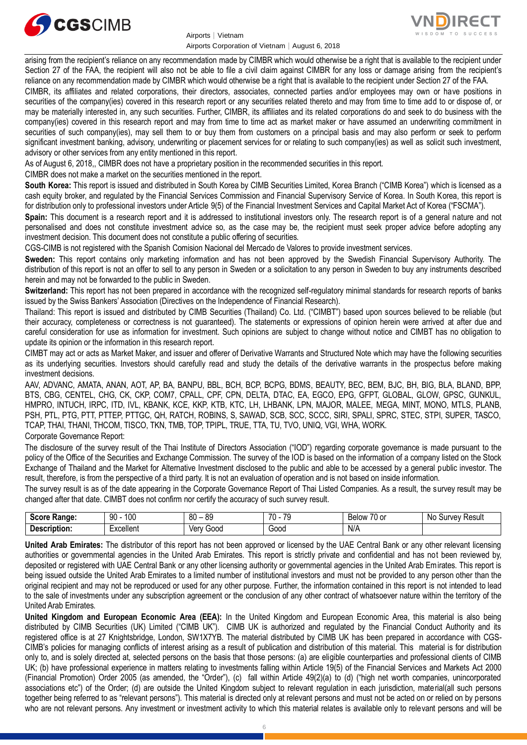arising from the recipient's reliance on any recommendation made by CIMBR which would otherwise be a right that is available to the recipient under Section 27 of the FAA, the recipient will also not be able to file a civil claim against CIMBR for any loss or damage arising from the recipient's reliance on any recommendation made by CIMBR which would otherwise be a right that is available to the recipient under Section 27 of the FAA.

CIMBR, its affiliates and related corporations, their directors, associates, connected parties and/or employees may own or have positions in securities of the company(ies) covered in this research report or any securities related thereto and may from time to time add to or dispose of, or may be materially interested in, any such securities. Further, CIMBR, its affiliates and its related corporations do and seek to do business with the company(ies) covered in this research report and may from time to time act as market maker or have assumed an underwriting commitment in securities of such company(ies), may sell them to or buy them from customers on a principal basis and may also perform or seek to perform significant investment banking, advisory, underwriting or placement services for or relating to such company(ies) as well as solicit such investment, advisory or other services from any entity mentioned in this report.

As of August 6, 2018,, CIMBR does not have a proprietary position in the recommended securities in this report.

CIMBR does not make a market on the securities mentioned in the report.

**South Korea:** This report is issued and distributed in South Korea by CIMB Securities Limited, Korea Branch ("CIMB Korea") which is licensed as a cash equity broker, and regulated by the Financial Services Commission and Financial Supervisory Service of Korea. In South Korea, this report is for distribution only to professional investors under Article 9(5) of the Financial Investment Services and Capital Market Act of Korea ("FSCMA").

**Spain:** This document is a research report and it is addressed to institutional investors only. The research report is of a general nature and not personalised and does not constitute investment advice so, as the case may be, the recipient must seek proper advice before adopting any investment decision. This document does not constitute a public offering of securities.

CGS-CIMB is not registered with the Spanish Comision Nacional del Mercado de Valores to provide investment services.

**Sweden:** This report contains only marketing information and has not been approved by the Swedish Financial Supervisory Authority. The distribution of this report is not an offer to sell to any person in Sweden or a solicitation to any person in Sweden to buy any instruments described herein and may not be forwarded to the public in Sweden.

**Switzerland:** This report has not been prepared in accordance with the recognized self-regulatory minimal standards for research reports of banks issued by the Swiss Bankers' Association (Directives on the Independence of Financial Research).

Thailand: This report is issued and distributed by CIMB Securities (Thailand) Co. Ltd. ("CIMBT") based upon sources believed to be reliable (but their accuracy, completeness or correctness is not guaranteed). The statements or expressions of opinion herein were arrived at after due and careful consideration for use as information for investment. Such opinions are subject to change without notice and CIMBT has no obligation to update its opinion or the information in this research report.

CIMBT may act or acts as Market Maker, and issuer and offerer of Derivative Warrants and Structured Note which may have the following securities as its underlying securities. Investors should carefully read and study the details of the derivative warrants in the prospectus before making investment decisions.

AAV, ADVANC, AMATA, ANAN, AOT, AP, BA, BANPU, BBL, BCH, BCP, BCPG, BDMS, BEAUTY, BEC, BEM, BJC, BH, BIG, BLA, BLAND, BPP, BTS, CBG, CENTEL, CHG, CK, CKP, COM7, CPALL, CPF, CPN, DELTA, DTAC, EA, EGCO, EPG, GFPT, GLOBAL, GLOW, GPSC, GUNKUL, HMPRO, INTUCH, IRPC, ITD, IVL, KBANK, KCE, KKP, KTB, KTC, LH, LHBANK, LPN, MAJOR, MALEE, MEGA, MINT, MONO, MTLS, PLANB, PSH, PTL, PTG, PTT, PTTEP, PTTGC, QH, RATCH, ROBINS, S, SAWAD, SCB, SCC, SCCC, SIRI, SPALI, SPRC, STEC, STPI, SUPER, TASCO, TCAP, THAI, THANI, THCOM, TISCO, TKN, TMB, TOP, TPIPL, TRUE, TTA, TU, TVO, UNIQ, VGI, WHA, WORK.

Corporate Governance Report:

The disclosure of the survey result of the Thai Institute of Directors Association ("IOD") regarding corporate governance is made pursuant to the policy of the Office of the Securities and Exchange Commission. The survey of the IOD is based on the information of a company listed on the Stock Exchange of Thailand and the Market for Alternative Investment disclosed to the public and able to be accessed by a general public investor. The result, therefore, is from the perspective of a third party. It is not an evaluation of operation and is not based on inside information.

The survey result is as of the date appearing in the Corporate Governance Report of Thai Listed Companies. As a result, the survey result may be changed after that date. CIMBT does not confirm nor certify the accuracy of such survey result.

| **Score Range:** | 90 - 100 | 80 – 89 | 70 - 79 | Below 70 or | No Survey Result |
|---|---|---|---|---|---|
| **Description:** | Excellent | Very Good | Good | N/A | |

**United Arab Emirates:** The distributor of this report has not been approved or licensed by the UAE Central Bank or any other relevant licensing authorities or governmental agencies in the United Arab Emirates. This report is strictly private and confidential and has not been reviewed by, deposited or registered with UAE Central Bank or any other licensing authority or governmental agencies in the United Arab Emirates. This report is being issued outside the United Arab Emirates to a limited number of institutional investors and must not be provided to any person other than the original recipient and may not be reproduced or used for any other purpose. Further, the information contained in this report is not intended to lead to the sale of investments under any subscription agreement or the conclusion of any other contract of whatsoever nature within the territory of the United Arab Emirates.

**United Kingdom and European Economic Area (EEA):** In the United Kingdom and European Economic Area, this material is also being distributed by CIMB Securities (UK) Limited ("CIMB UK"). CIMB UK is authorized and regulated by the Financial Conduct Authority and its registered office is at 27 Knightsbridge, London, SW1X7YB. The material distributed by CIMB UK has been prepared in accordance with CGS-CIMB's policies for managing conflicts of interest arising as a result of publication and distribution of this material. This material is for distribution only to, and is solely directed at, selected persons on the basis that those persons: (a) are eligible counterparties and professional clients of CIMB UK; (b) have professional experience in matters relating to investments falling within Article 19(5) of the Financial Services and Markets Act 2000 (Financial Promotion) Order 2005 (as amended, the "Order"), (c) fall within Article 49(2)(a) to (d) ("high net worth companies, unincorporated associations etc") of the Order; (d) are outside the United Kingdom subject to relevant regulation in each jurisdiction, material(all such persons together being referred to as "relevant persons"). This material is directed only at relevant persons and must not be acted on or relied on by persons who are not relevant persons. Any investment or investment activity to which this material relates is available only to relevant persons and will be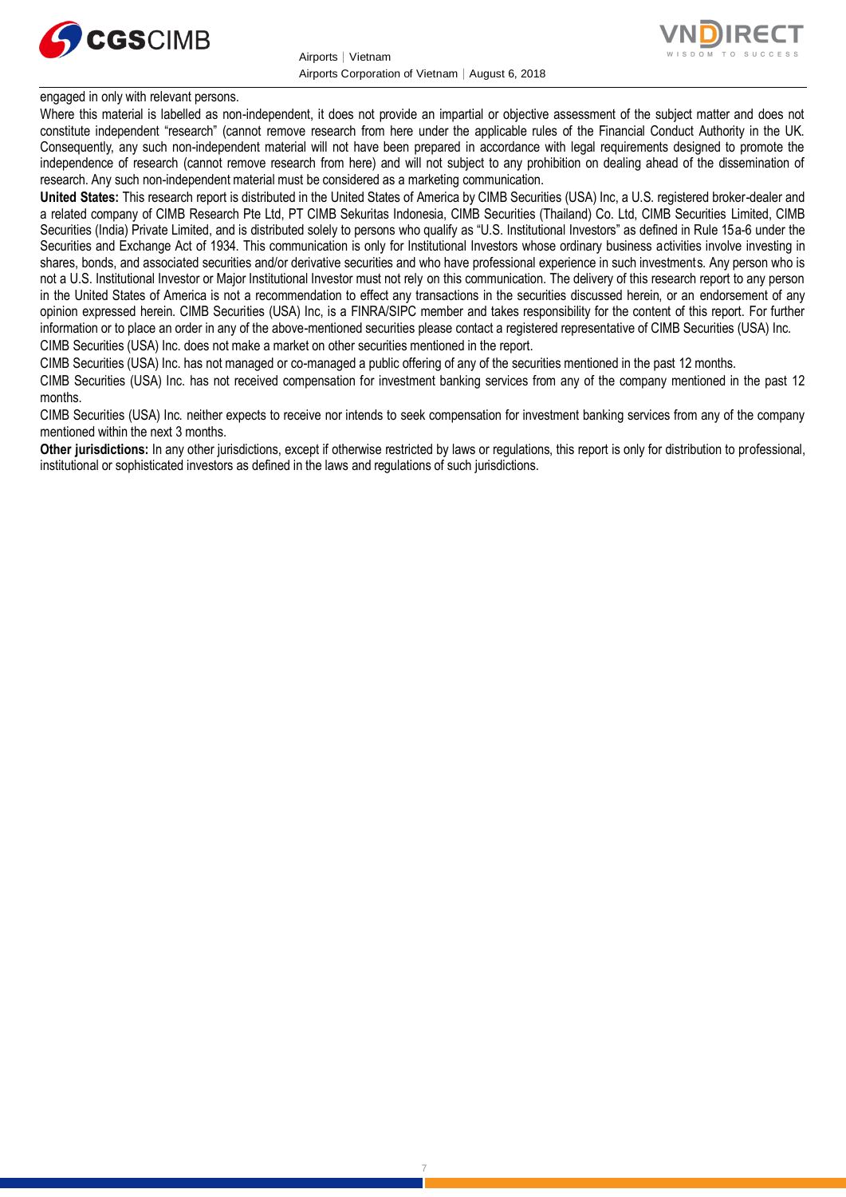engaged in only with relevant persons.

Where this material is labelled as non-independent, it does not provide an impartial or objective assessment of the subject matter and does not constitute independent "research" (cannot remove research from here under the applicable rules of the Financial Conduct Authority in the UK. Consequently, any such non-independent material will not have been prepared in accordance with legal requirements designed to promote the independence of research (cannot remove research from here) and will not subject to any prohibition on dealing ahead of the dissemination of research. Any such non-independent material must be considered as a marketing communication.

**United States:** This research report is distributed in the United States of America by CIMB Securities (USA) Inc, a U.S. registered broker-dealer and a related company of CIMB Research Pte Ltd, PT CIMB Sekuritas Indonesia, CIMB Securities (Thailand) Co. Ltd, CIMB Securities Limited, CIMB Securities (India) Private Limited, and is distributed solely to persons who qualify as "U.S. Institutional Investors" as defined in Rule 15a-6 under the Securities and Exchange Act of 1934. This communication is only for Institutional Investors whose ordinary business activities involve investing in shares, bonds, and associated securities and/or derivative securities and who have professional experience in such investments. Any person who is not a U.S. Institutional Investor or Major Institutional Investor must not rely on this communication. The delivery of this research report to any person in the United States of America is not a recommendation to effect any transactions in the securities discussed herein, or an endorsement of any opinion expressed herein. CIMB Securities (USA) Inc, is a FINRA/SIPC member and takes responsibility for the content of this report. For further information or to place an order in any of the above-mentioned securities please contact a registered representative of CIMB Securities (USA) Inc.

CIMB Securities (USA) Inc. does not make a market on other securities mentioned in the report.

CIMB Securities (USA) Inc. has not managed or co-managed a public offering of any of the securities mentioned in the past 12 months.

CIMB Securities (USA) Inc. has not received compensation for investment banking services from any of the company mentioned in the past 12 months.

CIMB Securities (USA) Inc. neither expects to receive nor intends to seek compensation for investment banking services from any of the company mentioned within the next 3 months.

**Other jurisdictions:** In any other jurisdictions, except if otherwise restricted by laws or regulations, this report is only for distribution to professional, institutional or sophisticated investors as defined in the laws and regulations of such jurisdictions.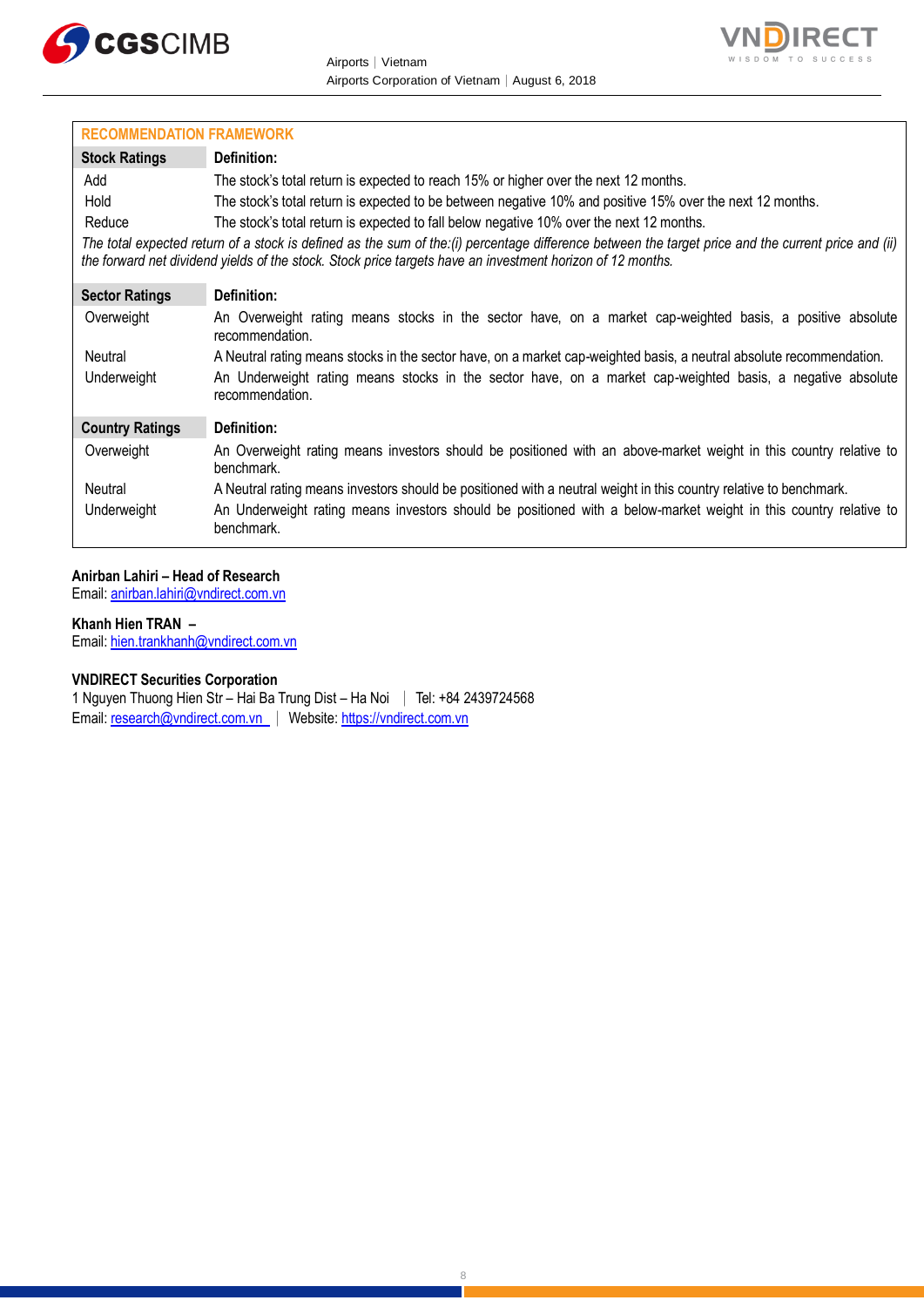## RECOMMENDATION FRAMEWORK

| Stock Ratings | Definition: |
|---|---|
| Add | The stock's total return is expected to reach 15% or higher over the next 12 months. |
| Hold | The stock's total return is expected to be between negative 10% and positive 15% over the next 12 months. |
| Reduce | The stock's total return is expected to fall below negative 10% over the next 12 months. |

*The total expected return of a stock is defined as the sum of the:(i) percentage difference between the target price and the current price and (ii) the forward net dividend yields of the stock. Stock price targets have an investment horizon of 12 months.*

| Sector Ratings | Definition: |
|---|---|
| Overweight | An Overweight rating means stocks in the sector have, on a market cap-weighted basis, a positive absolute recommendation. |
| Neutral | A Neutral rating means stocks in the sector have, on a market cap-weighted basis, a neutral absolute recommendation. |
| Underweight | An Underweight rating means stocks in the sector have, on a market cap-weighted basis, a negative absolute recommendation. |

| Country Ratings | Definition: |
|---|---|
| Overweight | An Overweight rating means investors should be positioned with an above-market weight in this country relative to benchmark. |
| Neutral | A Neutral rating means investors should be positioned with a neutral weight in this country relative to benchmark. |
| Underweight | An Underweight rating means investors should be positioned with a below-market weight in this country relative to benchmark. |

**Anirban Lahiri – Head of Research**
Email: anirban.lahiri@vndirect.com.vn

**Khanh Hien TRAN –**
Email: hien.trankhanh@vndirect.com.vn

**VNDIRECT Securities Corporation**
1 Nguyen Thuong Hien Str – Hai Ba Trung Dist – Ha Noi | Tel: +84 2439724568
Email: research@vndirect.com.vn | Website: https://vndirect.com.vn